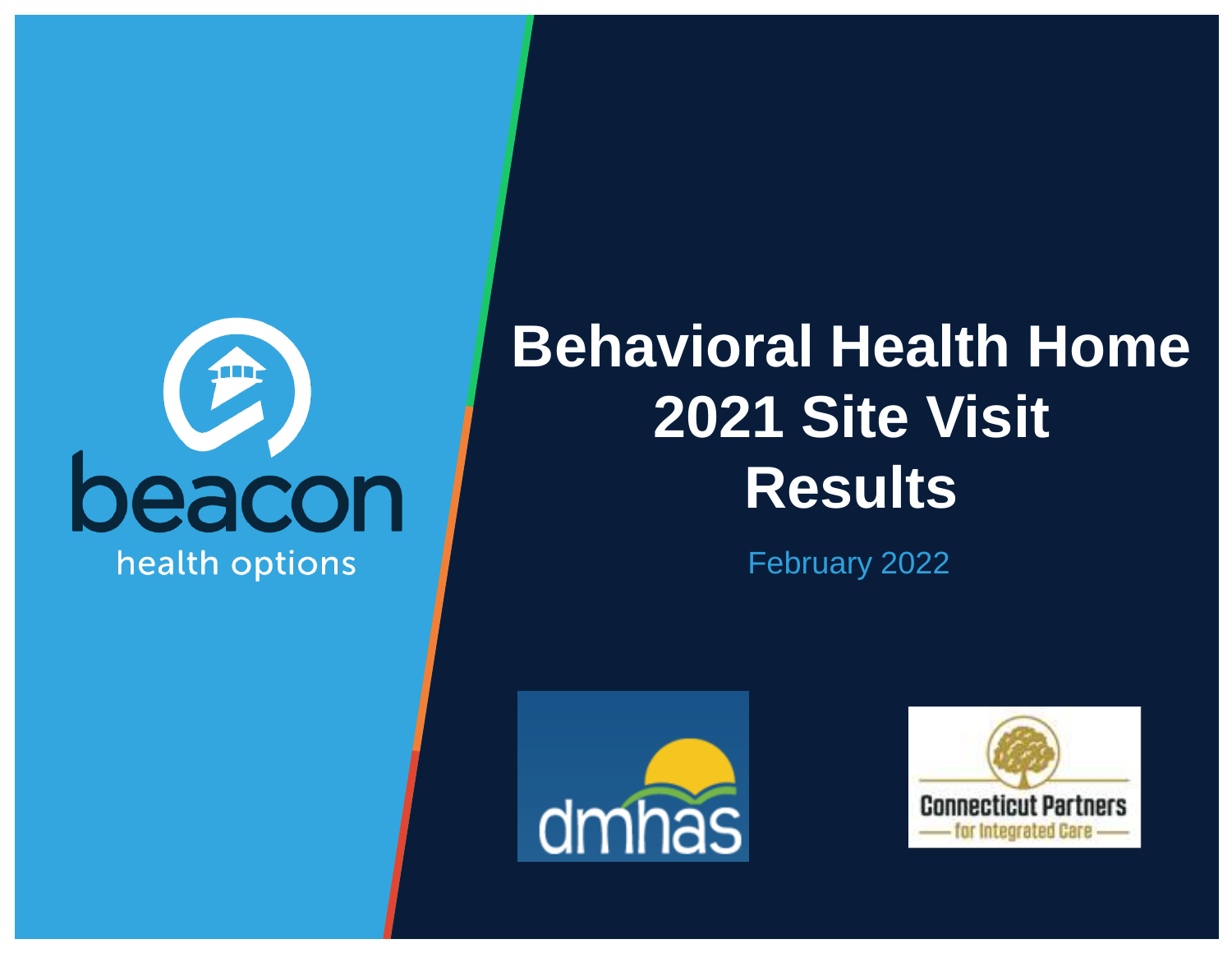beacon
health options

# Behavioral Health Home 2021 Site Visit Results

February 2022

dmhas

Connecticut Partners for Integrated Care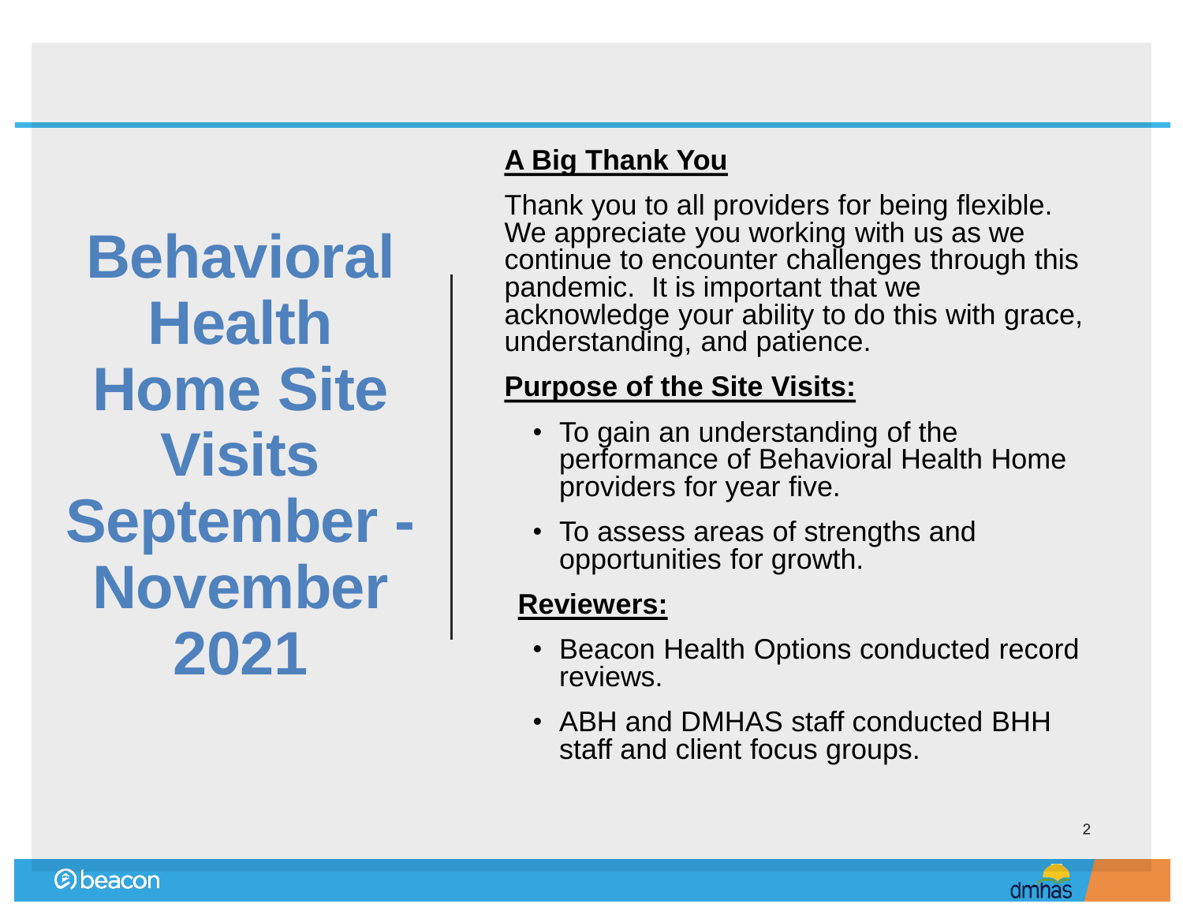# Behavioral Health Home Site Visits September - November 2021

**A Big Thank You**

Thank you to all providers for being flexible. We appreciate you working with us as we continue to encounter challenges through this pandemic. It is important that we acknowledge your ability to do this with grace, understanding, and patience.

**Purpose of the Site Visits:**

- To gain an understanding of the performance of Behavioral Health Home providers for year five.
- To assess areas of strengths and opportunities for growth.

**Reviewers:**

- Beacon Health Options conducted record reviews.
- ABH and DMHAS staff conducted BHH staff and client focus groups.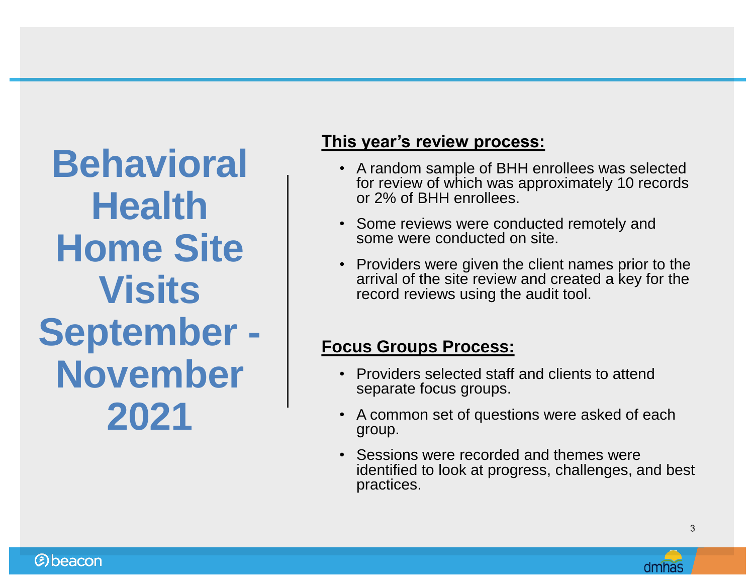# Behavioral Health Home Site Visits September - November 2021

**This year's review process:**

- A random sample of BHH enrollees was selected for review of which was approximately 10 records or 2% of BHH enrollees.
- Some reviews were conducted remotely and some were conducted on site.
- Providers were given the client names prior to the arrival of the site review and created a key for the record reviews using the audit tool.

**Focus Groups Process:**

- Providers selected staff and clients to attend separate focus groups.
- A common set of questions were asked of each group.
- Sessions were recorded and themes were identified to look at progress, challenges, and best practices.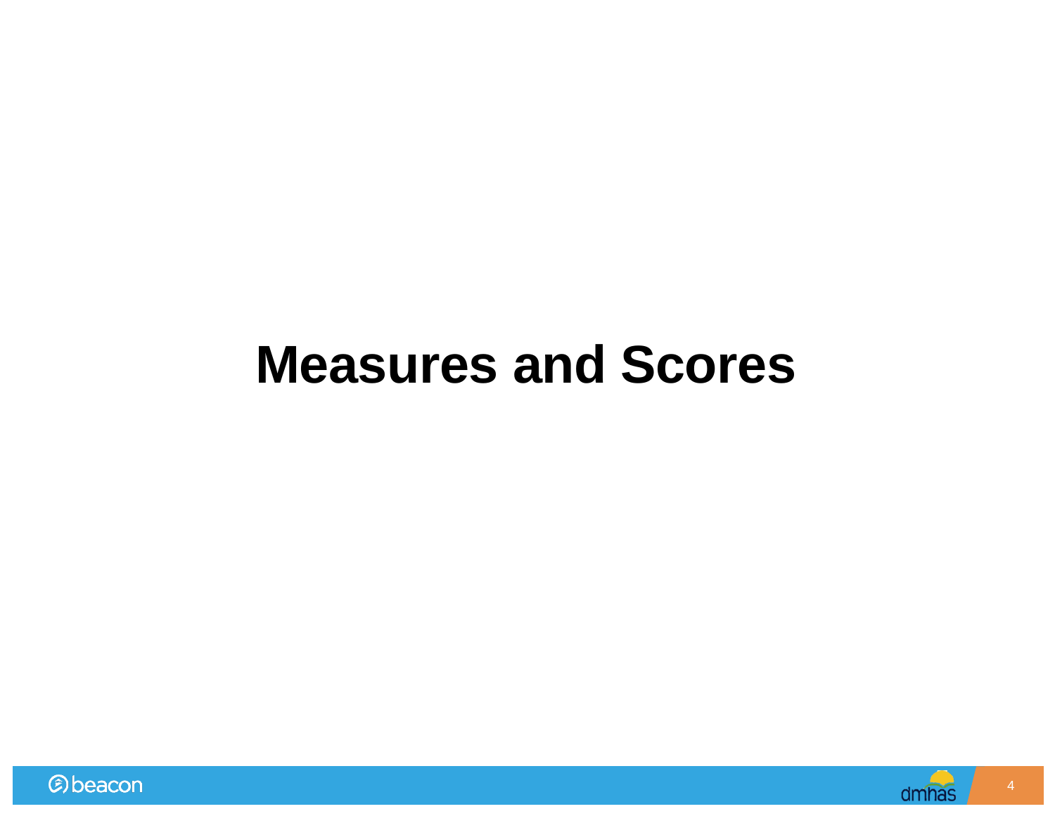# Measures and Scores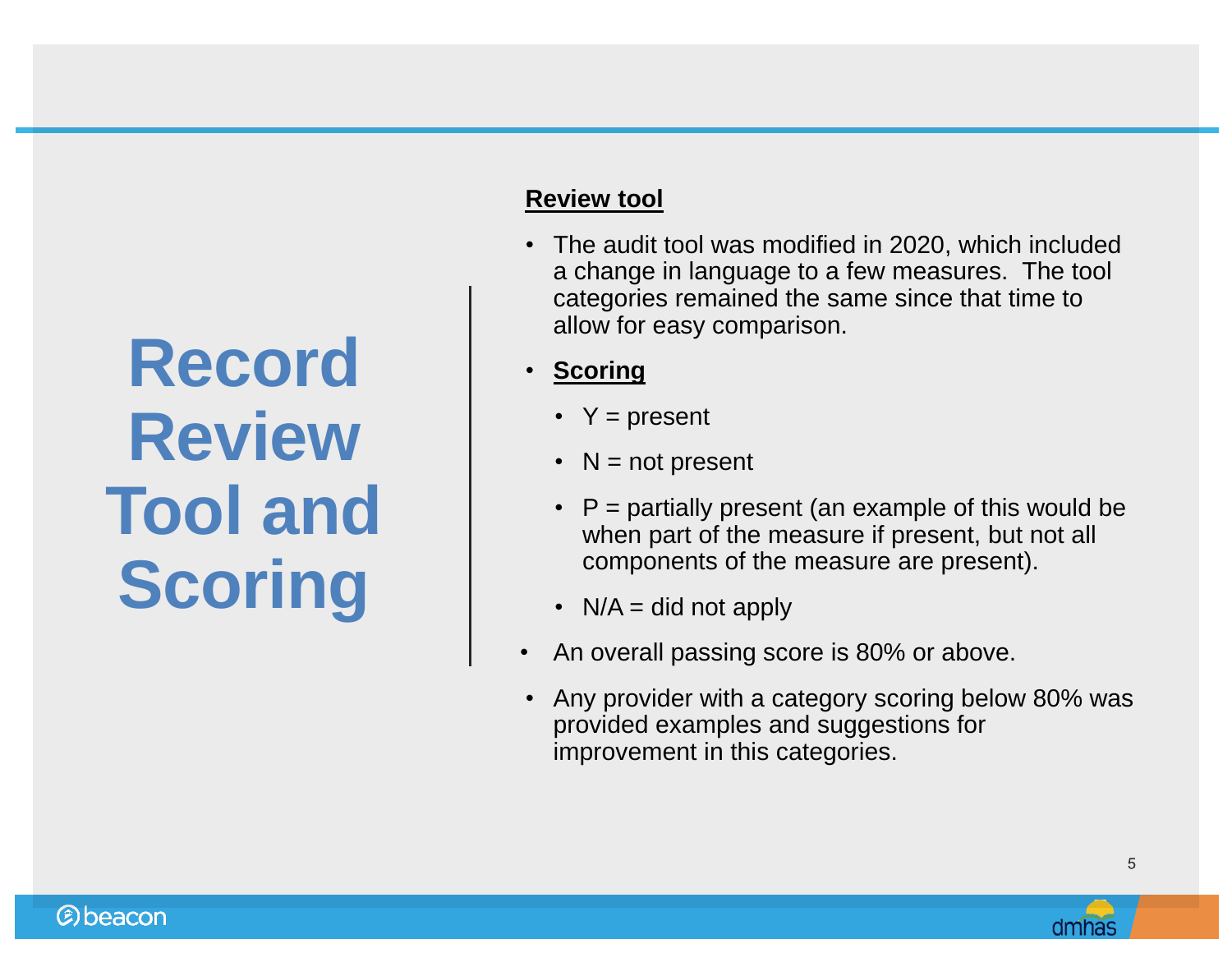# Record Review Tool and Scoring

**Review tool**

- The audit tool was modified in 2020, which included a change in language to a few measures. The tool categories remained the same since that time to allow for easy comparison.
- **Scoring**
  - Y = present
  - N = not present
  - P = partially present (an example of this would be when part of the measure if present, but not all components of the measure are present).
  - N/A = did not apply
- An overall passing score is 80% or above.
- Any provider with a category scoring below 80% was provided examples and suggestions for improvement in this categories.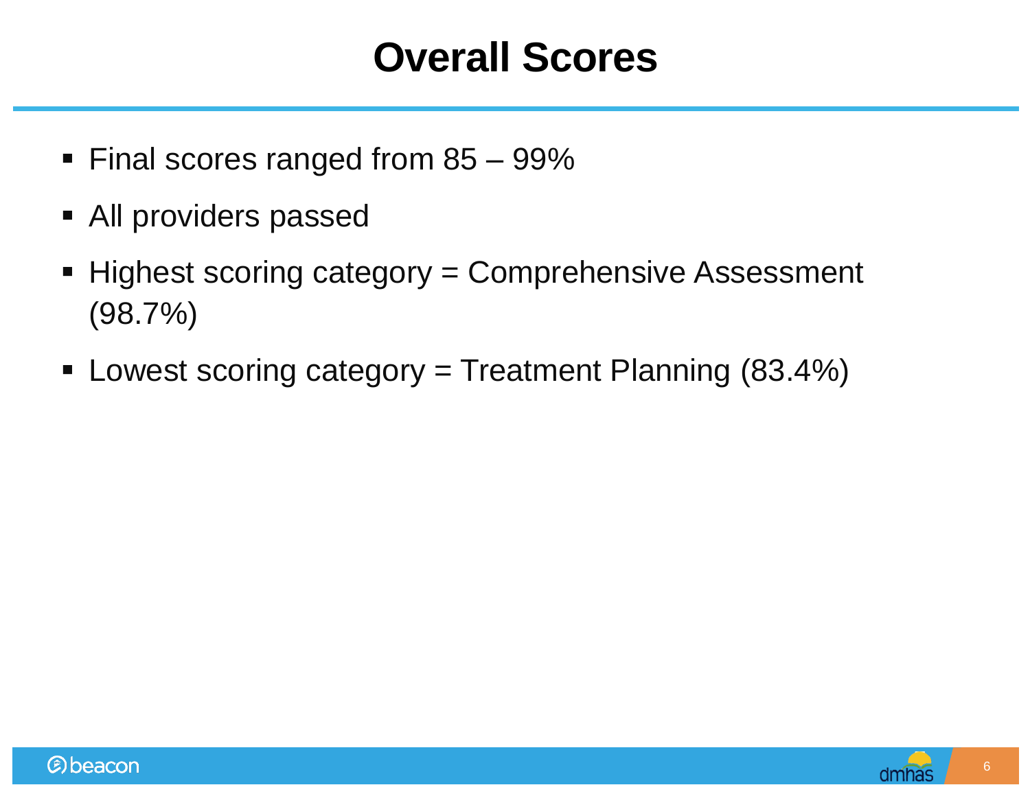# Overall Scores

- Final scores ranged from 85 – 99%
- All providers passed
- Highest scoring category = Comprehensive Assessment (98.7%)
- Lowest scoring category = Treatment Planning (83.4%)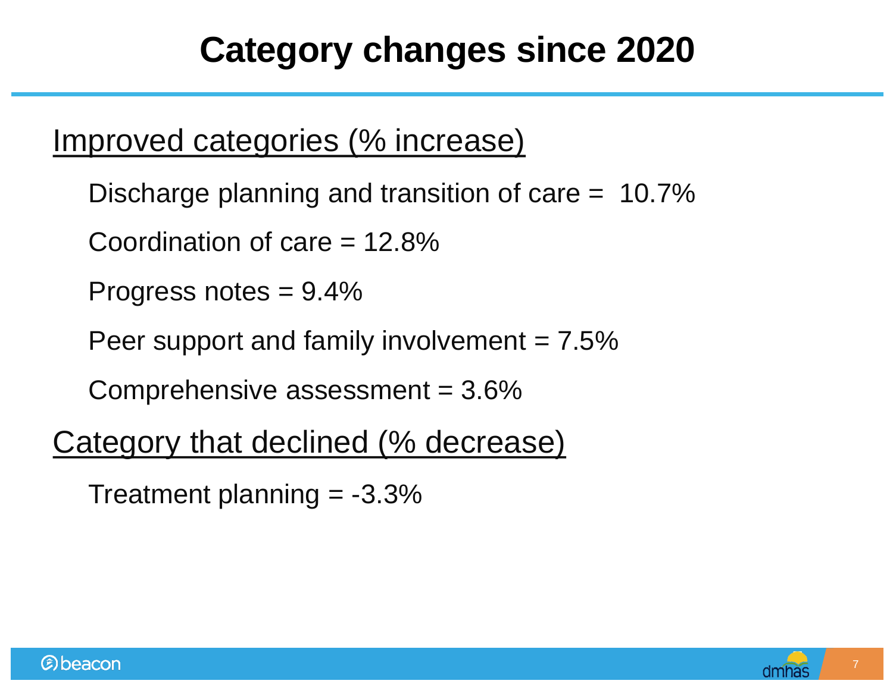# Category changes since 2020

<u>Improved categories (% increase)</u>

Discharge planning and transition of care = 10.7%

Coordination of care = 12.8%

Progress notes = 9.4%

Peer support and family involvement = 7.5%

Comprehensive assessment = 3.6%

<u>Category that declined (% decrease)</u>

Treatment planning = -3.3%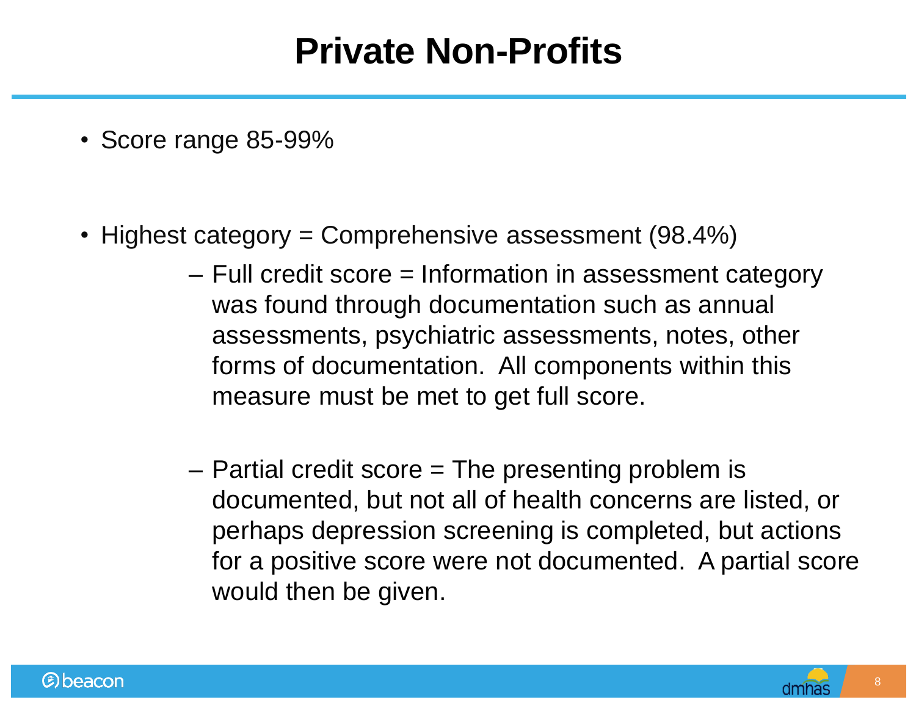# Private Non-Profits

- Score range 85-99%

- Highest category = Comprehensive assessment (98.4%)
  - Full credit score = Information in assessment category was found through documentation such as annual assessments, psychiatric assessments, notes, other forms of documentation. All components within this measure must be met to get full score.
  - Partial credit score = The presenting problem is documented, but not all of health concerns are listed, or perhaps depression screening is completed, but actions for a positive score were not documented. A partial score would then be given.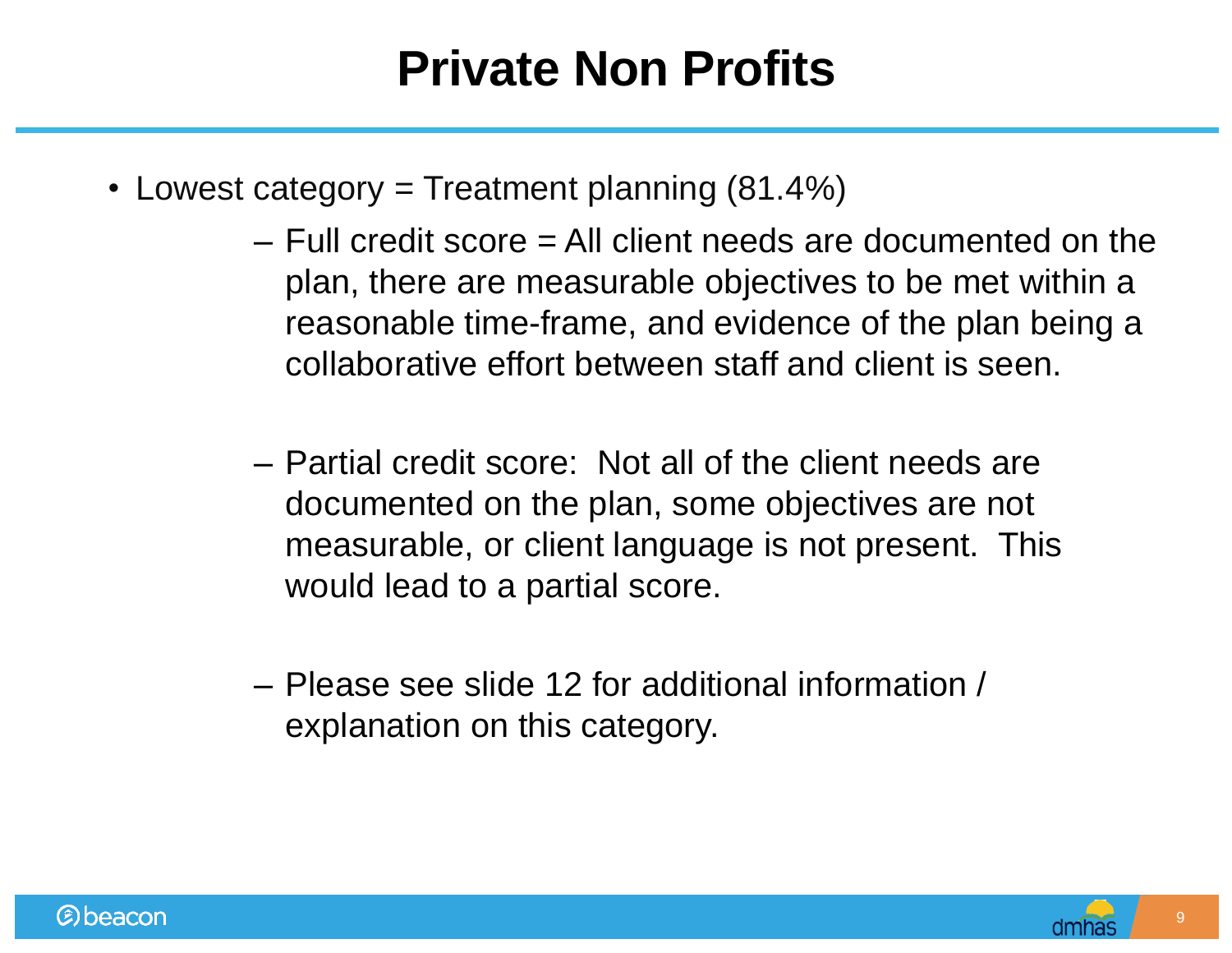# Private Non Profits

- Lowest category = Treatment planning (81.4%)
  - Full credit score = All client needs are documented on the plan, there are measurable objectives to be met within a reasonable time-frame, and evidence of the plan being a collaborative effort between staff and client is seen.
  - Partial credit score: Not all of the client needs are documented on the plan, some objectives are not measurable, or client language is not present. This would lead to a partial score.
  - Please see slide 12 for additional information / explanation on this category.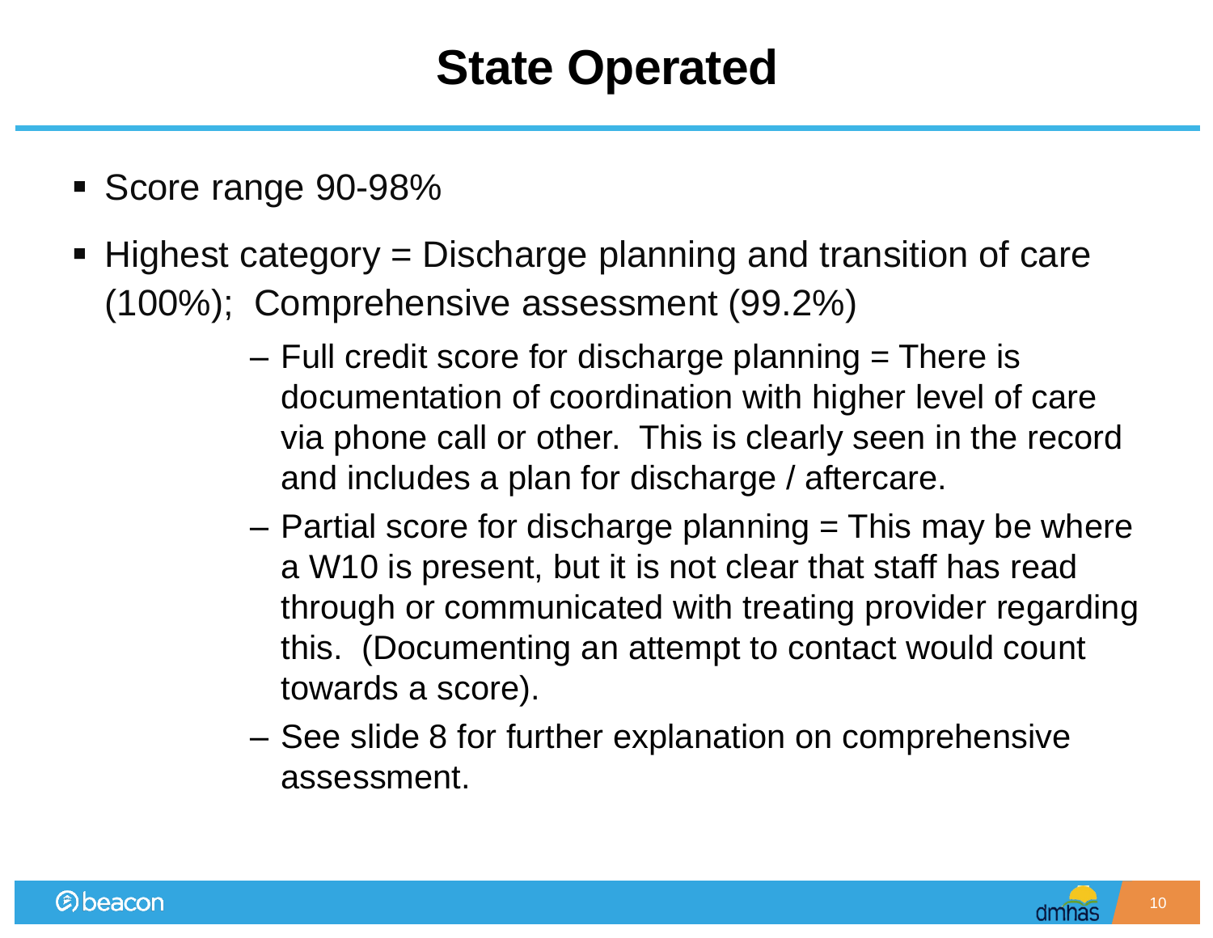# State Operated

- Score range 90-98%
- Highest category = Discharge planning and transition of care (100%); Comprehensive assessment (99.2%)
  - Full credit score for discharge planning = There is documentation of coordination with higher level of care via phone call or other. This is clearly seen in the record and includes a plan for discharge / aftercare.
  - Partial score for discharge planning = This may be where a W10 is present, but it is not clear that staff has read through or communicated with treating provider regarding this. (Documenting an attempt to contact would count towards a score).
  - See slide 8 for further explanation on comprehensive assessment.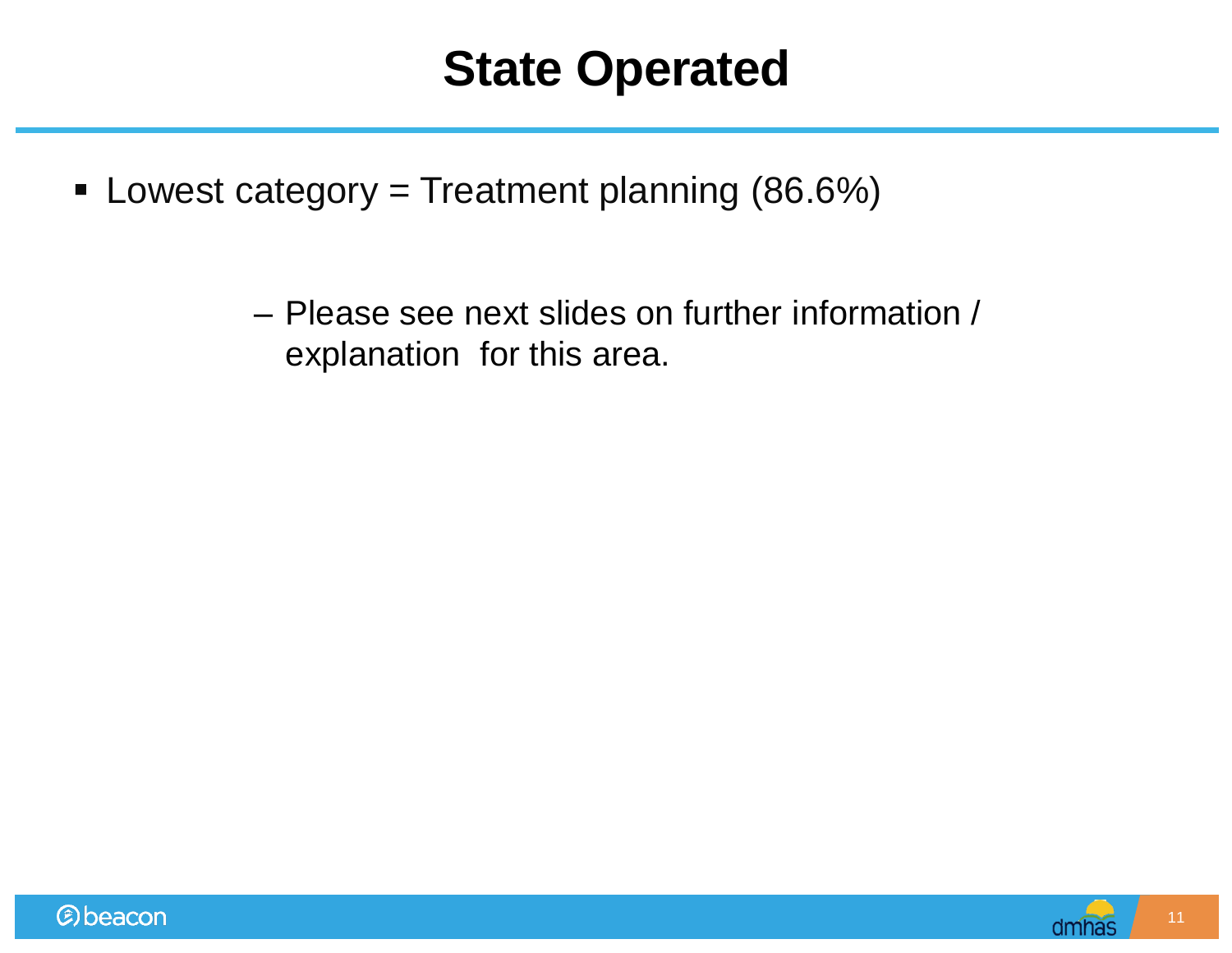# State Operated

- Lowest category = Treatment planning (86.6%)
  - Please see next slides on further information / explanation for this area.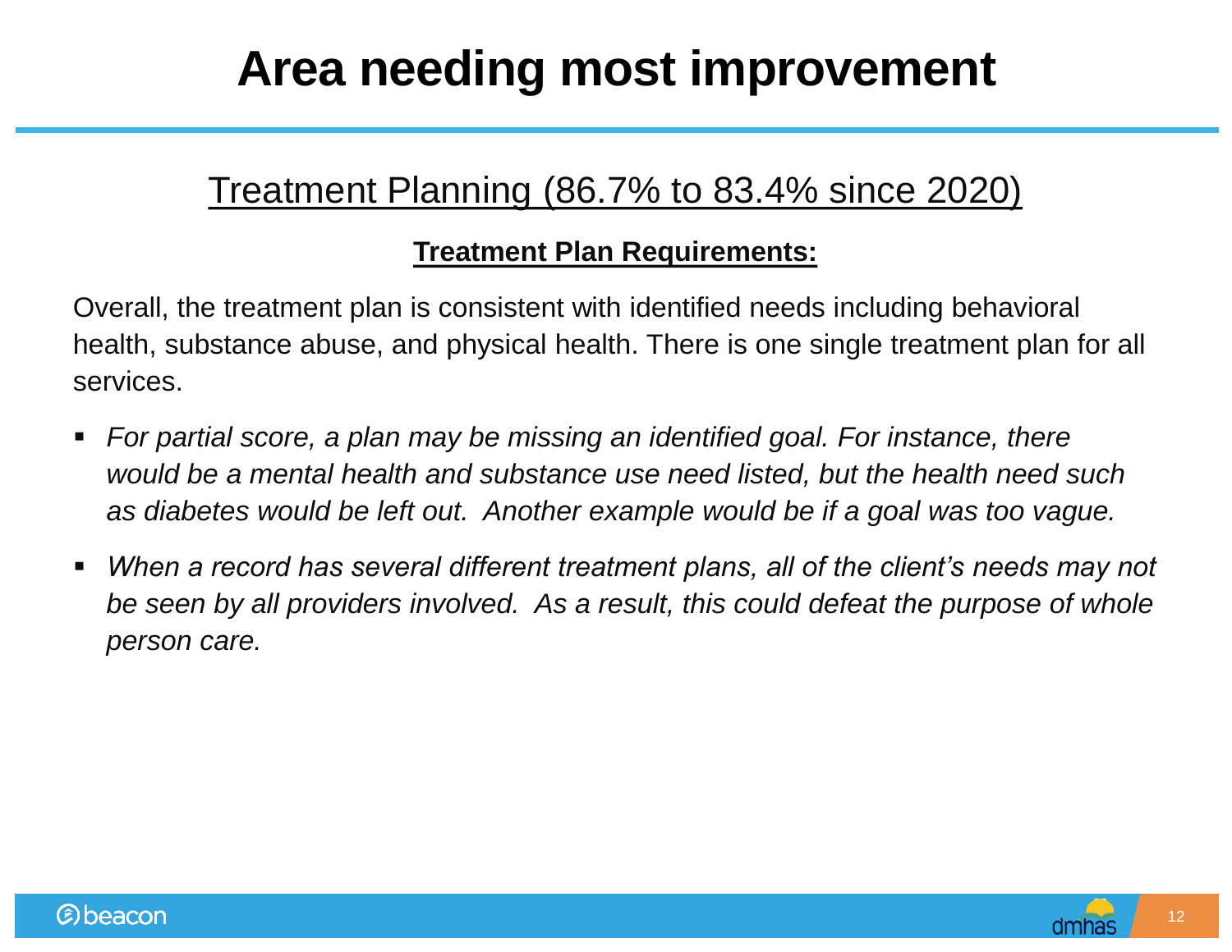# Area needing most improvement

## Treatment Planning (86.7% to 83.4% since 2020)

**Treatment Plan Requirements:**

Overall, the treatment plan is consistent with identified needs including behavioral health, substance abuse, and physical health. There is one single treatment plan for all services.

- *For partial score, a plan may be missing an identified goal. For instance, there would be a mental health and substance use need listed, but the health need such as diabetes would be left out. Another example would be if a goal was too vague.*
- *When a record has several different treatment plans, all of the client's needs may not be seen by all providers involved. As a result, this could defeat the purpose of whole person care.*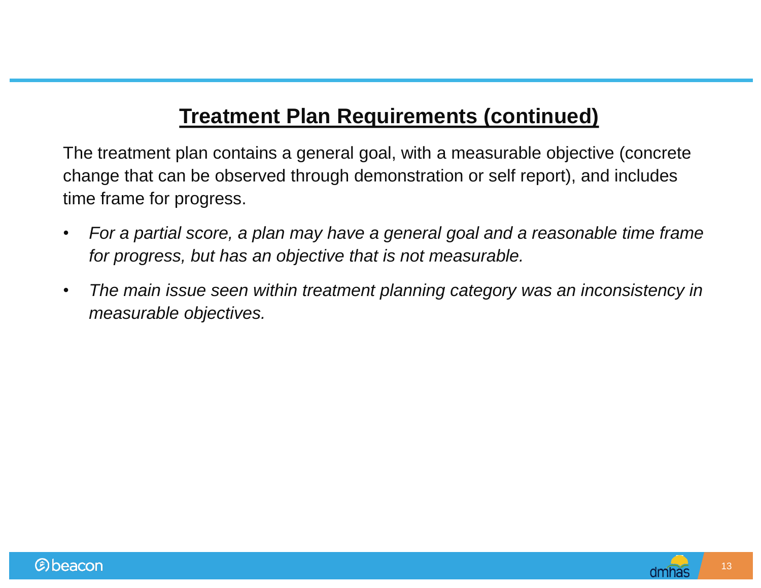## Treatment Plan Requirements (continued)

The treatment plan contains a general goal, with a measurable objective (concrete change that can be observed through demonstration or self report), and includes time frame for progress.

- *For a partial score, a plan may have a general goal and a reasonable time frame for progress, but has an objective that is not measurable.*
- *The main issue seen within treatment planning category was an inconsistency in measurable objectives.*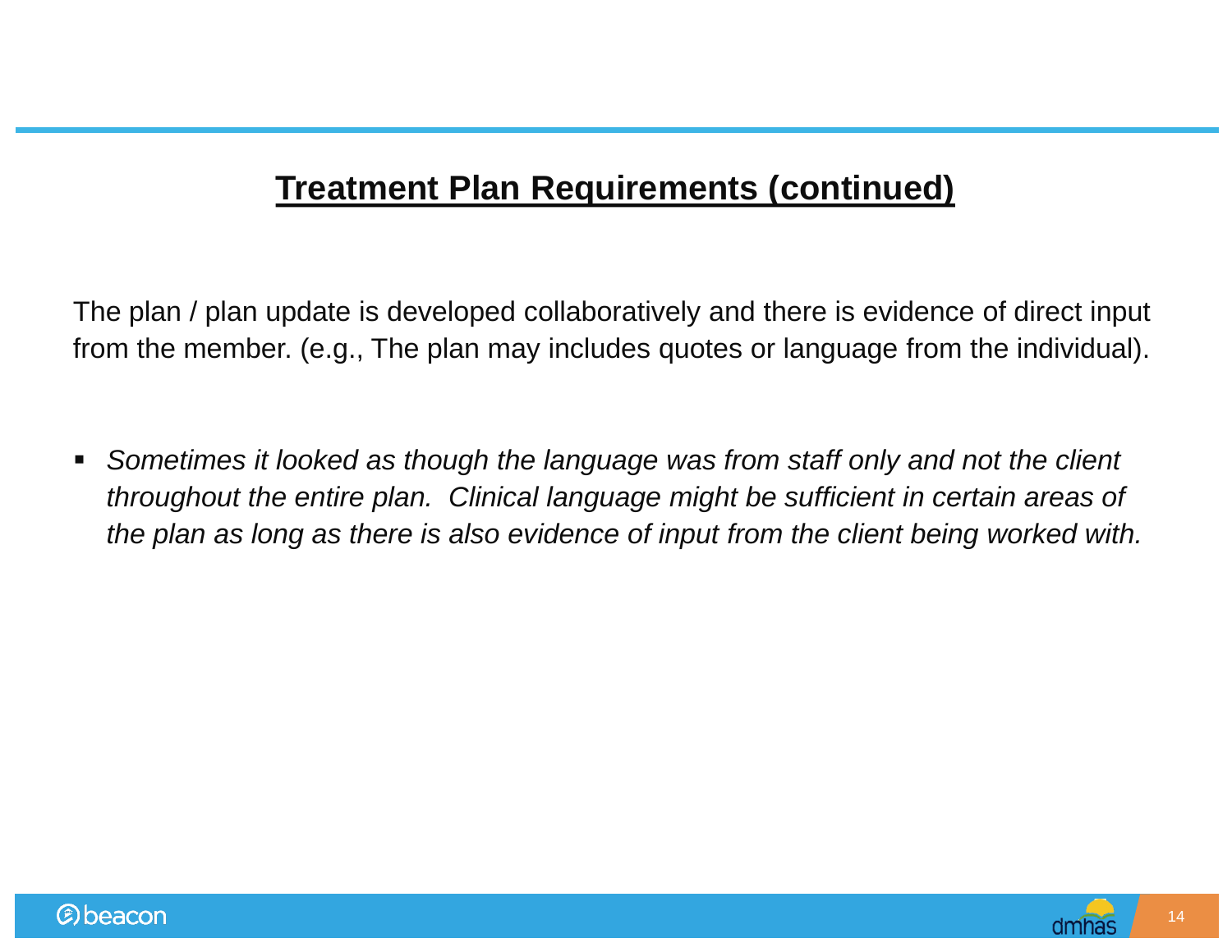## Treatment Plan Requirements (continued)

The plan / plan update is developed collaboratively and there is evidence of direct input from the member. (e.g., The plan may includes quotes or language from the individual).

- *Sometimes it looked as though the language was from staff only and not the client throughout the entire plan. Clinical language might be sufficient in certain areas of the plan as long as there is also evidence of input from the client being worked with.*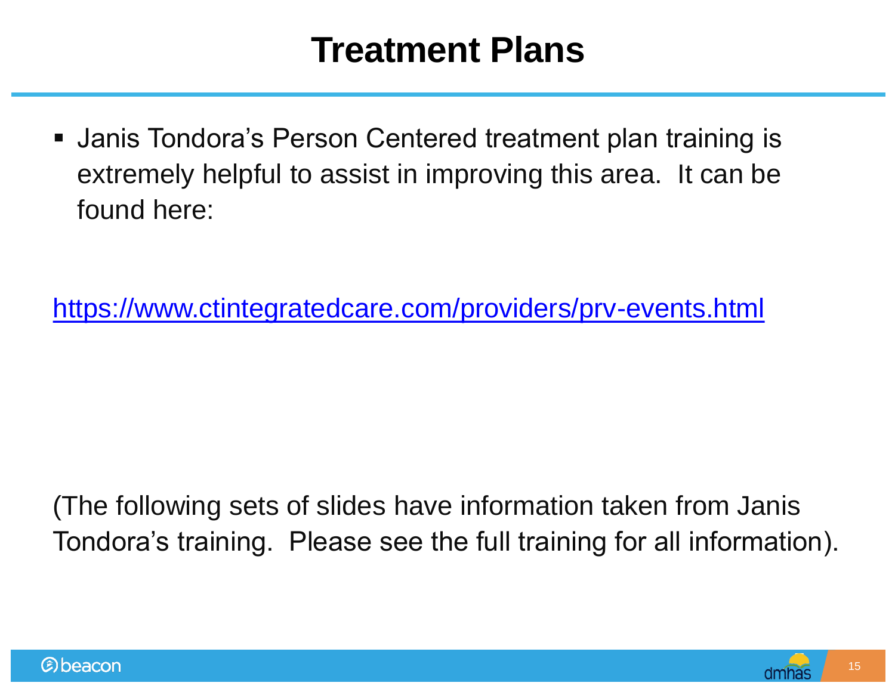# Treatment Plans

- Janis Tondora’s Person Centered treatment plan training is extremely helpful to assist in improving this area. It can be found here:

https://www.ctintegratedcare.com/providers/prv-events.html

(The following sets of slides have information taken from Janis Tondora’s training. Please see the full training for all information).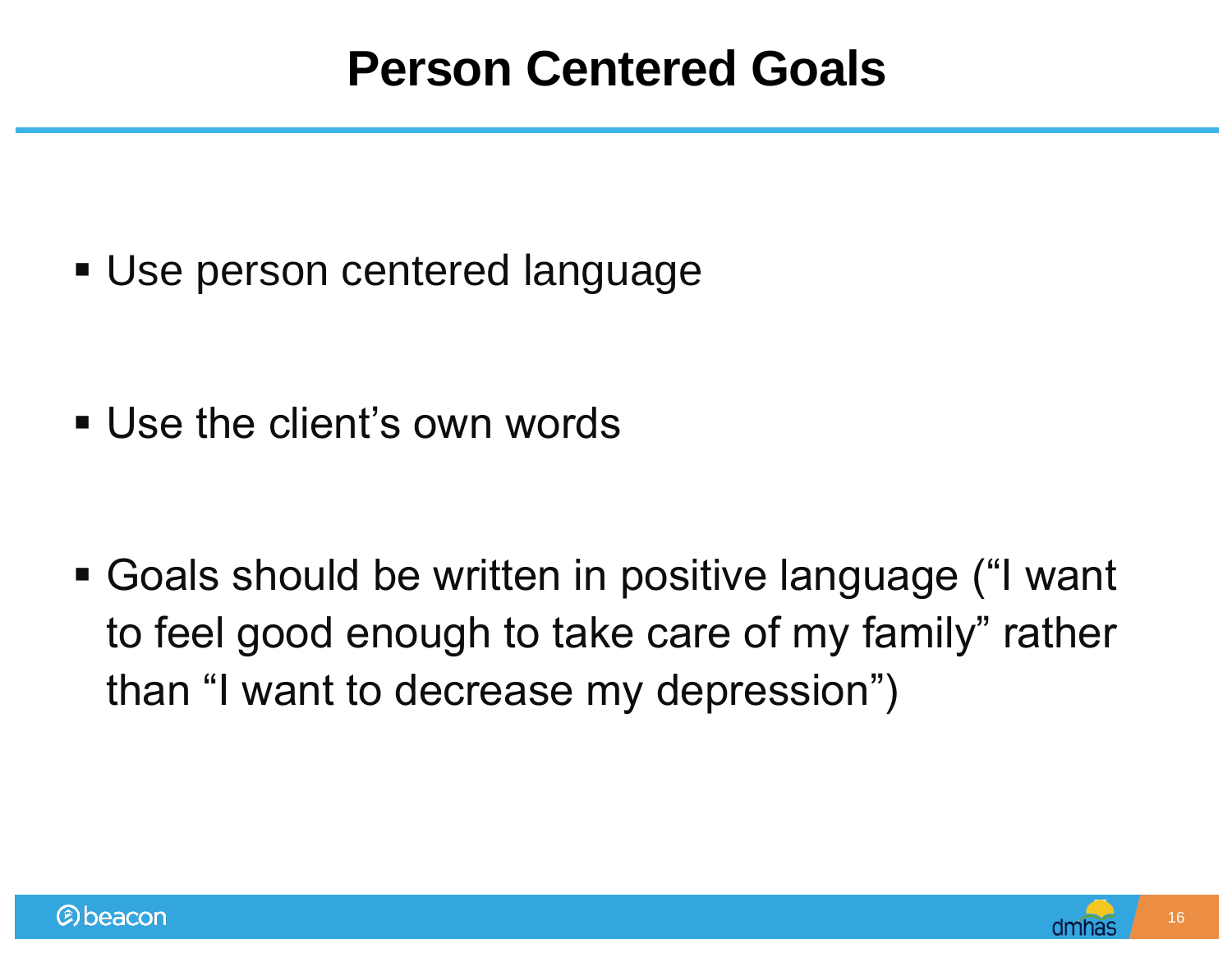# Person Centered Goals

- Use person centered language
- Use the client's own words
- Goals should be written in positive language ("I want to feel good enough to take care of my family" rather than "I want to decrease my depression")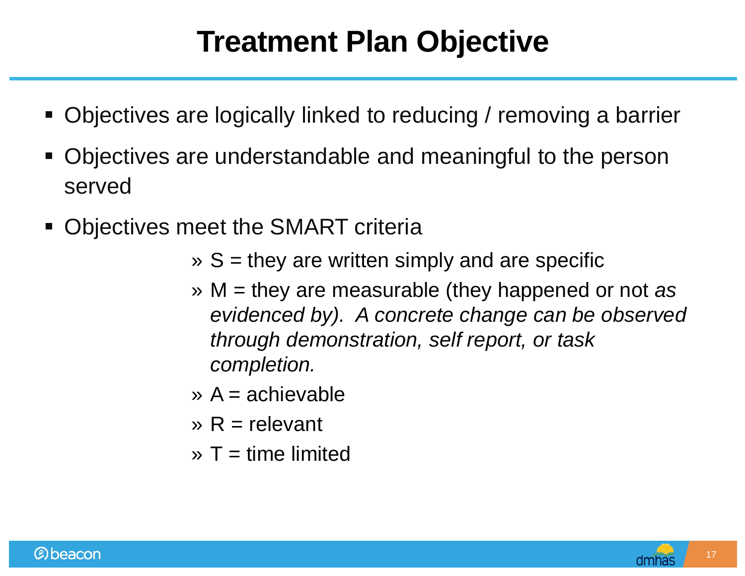# Treatment Plan Objective

- Objectives are logically linked to reducing / removing a barrier
- Objectives are understandable and meaningful to the person served
- Objectives meet the SMART criteria
  - » S = they are written simply and are specific
  - » M = they are measurable (they happened or not *as evidenced by). A concrete change can be observed through demonstration, self report, or task completion.*
  - » A = achievable
  - » R = relevant
  - » T = time limited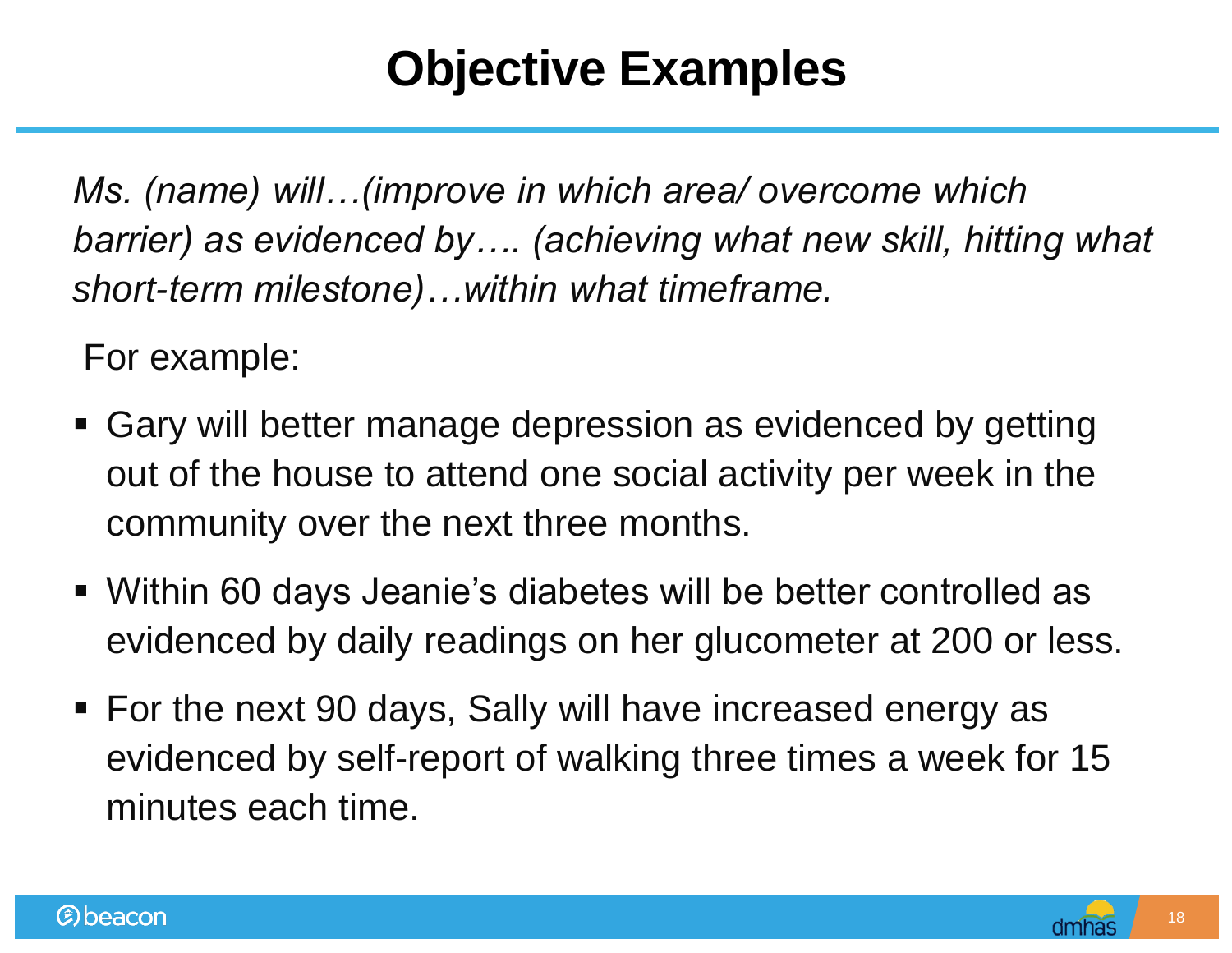# Objective Examples

*Ms. (name) will…(improve in which area/ overcome which barrier) as evidenced by…. (achieving what new skill, hitting what short-term milestone)…within what timeframe.*

For example:

- Gary will better manage depression as evidenced by getting out of the house to attend one social activity per week in the community over the next three months.
- Within 60 days Jeanie's diabetes will be better controlled as evidenced by daily readings on her glucometer at 200 or less.
- For the next 90 days, Sally will have increased energy as evidenced by self-report of walking three times a week for 15 minutes each time.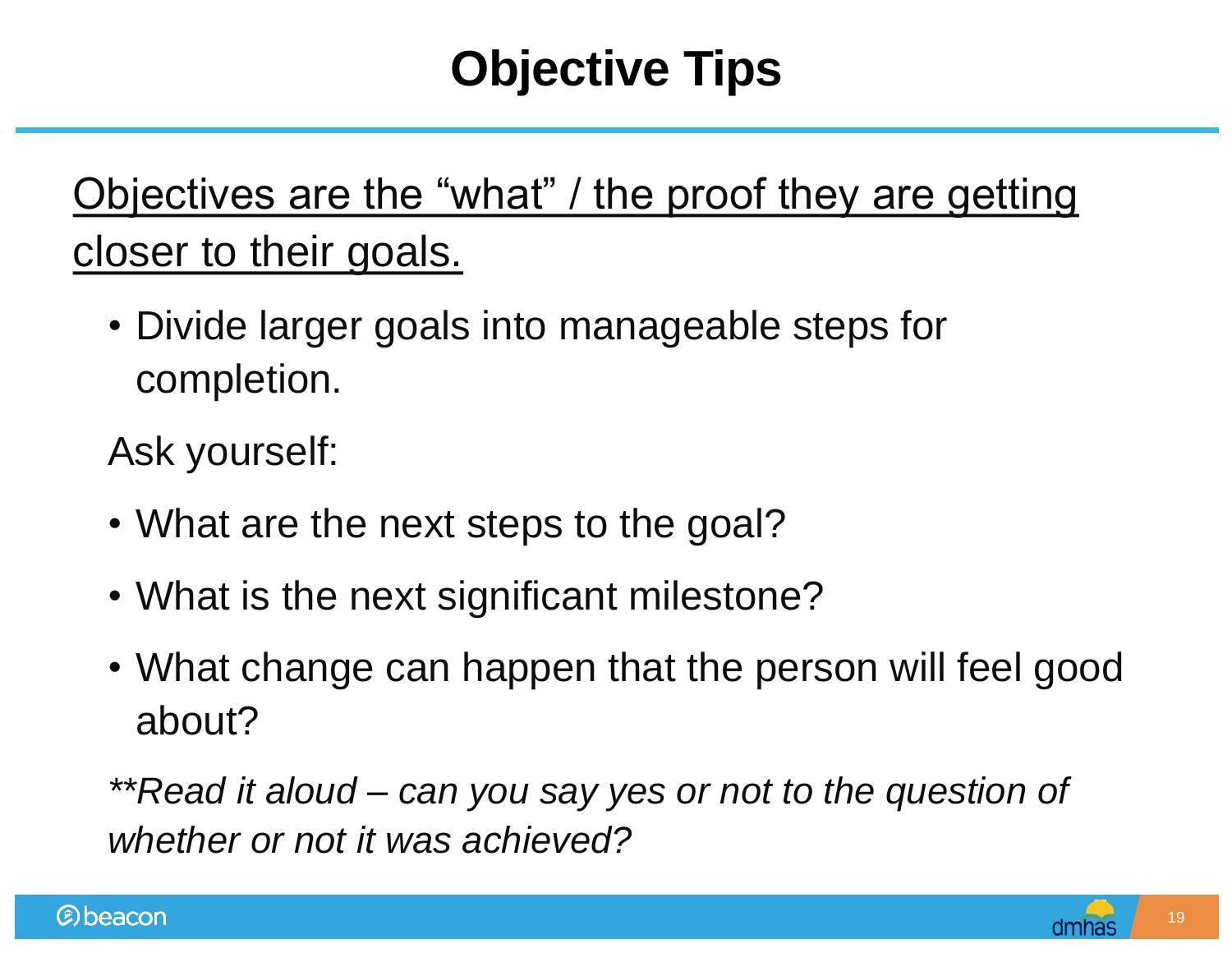# Objective Tips

<u>Objectives are the "what" / the proof they are getting closer to their goals.</u>

- Divide larger goals into manageable steps for completion.

Ask yourself:

- What are the next steps to the goal?
- What is the next significant milestone?
- What change can happen that the person will feel good about?

*\*\*Read it aloud – can you say yes or not to the question of whether or not it was achieved?*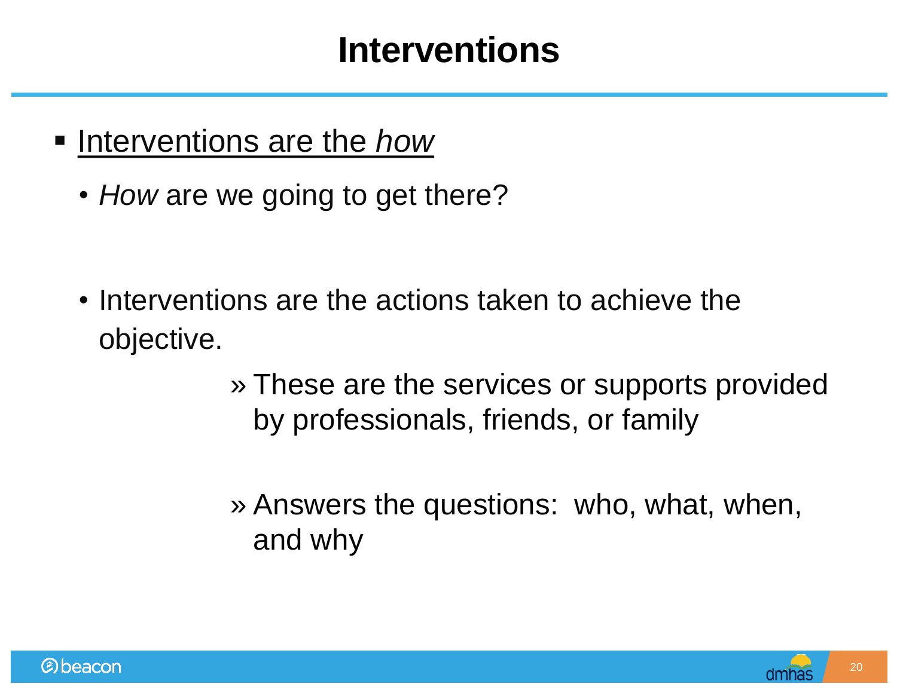# Interventions

- <u>Interventions are the *how*</u>
  - *How* are we going to get there?
  - Interventions are the actions taken to achieve the objective.
    - These are the services or supports provided by professionals, friends, or family
    - Answers the questions: who, what, when, and why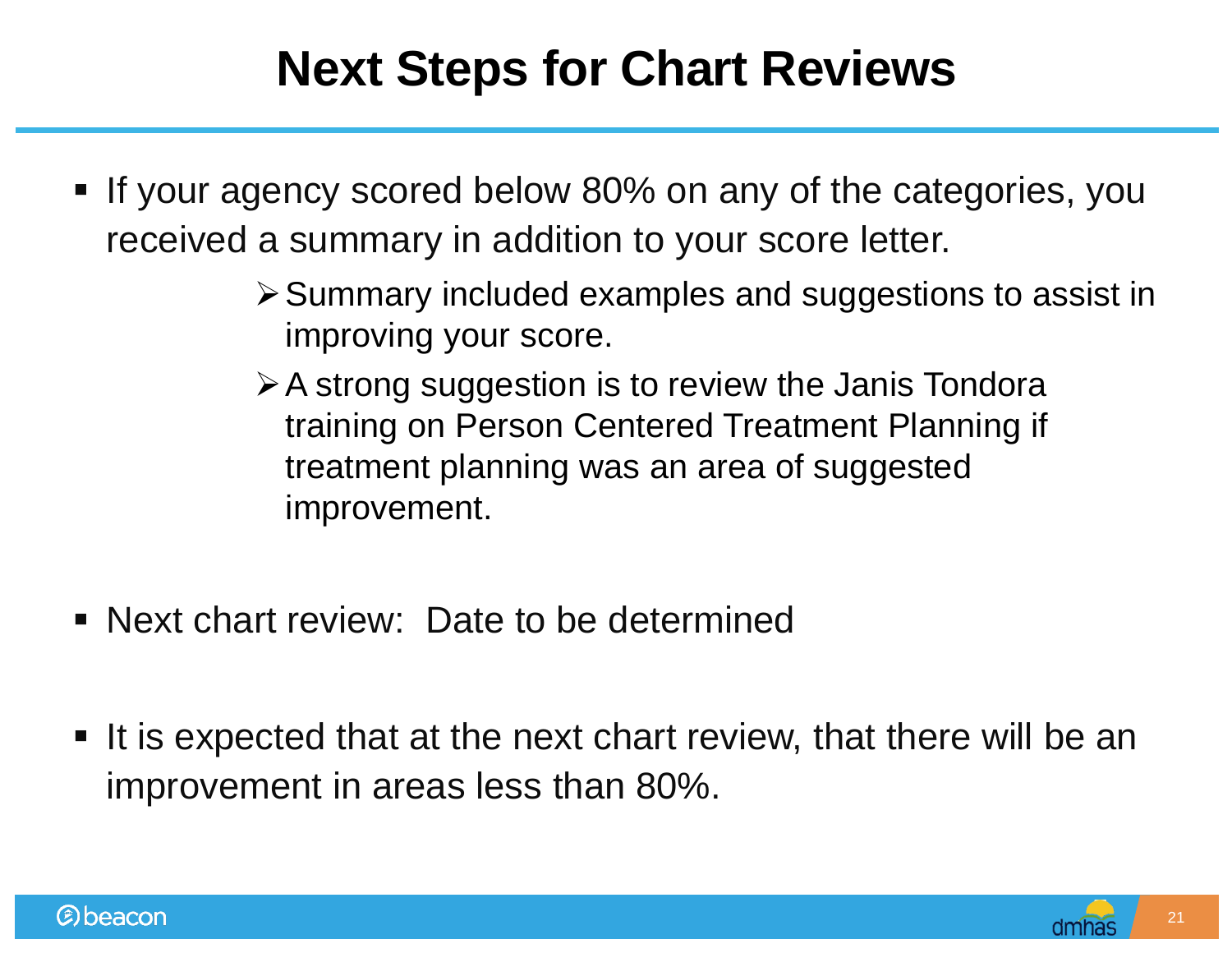# Next Steps for Chart Reviews

- If your agency scored below 80% on any of the categories, you received a summary in addition to your score letter.
  - Summary included examples and suggestions to assist in improving your score.
  - A strong suggestion is to review the Janis Tondora training on Person Centered Treatment Planning if treatment planning was an area of suggested improvement.
- Next chart review: Date to be determined
- It is expected that at the next chart review, that there will be an improvement in areas less than 80%.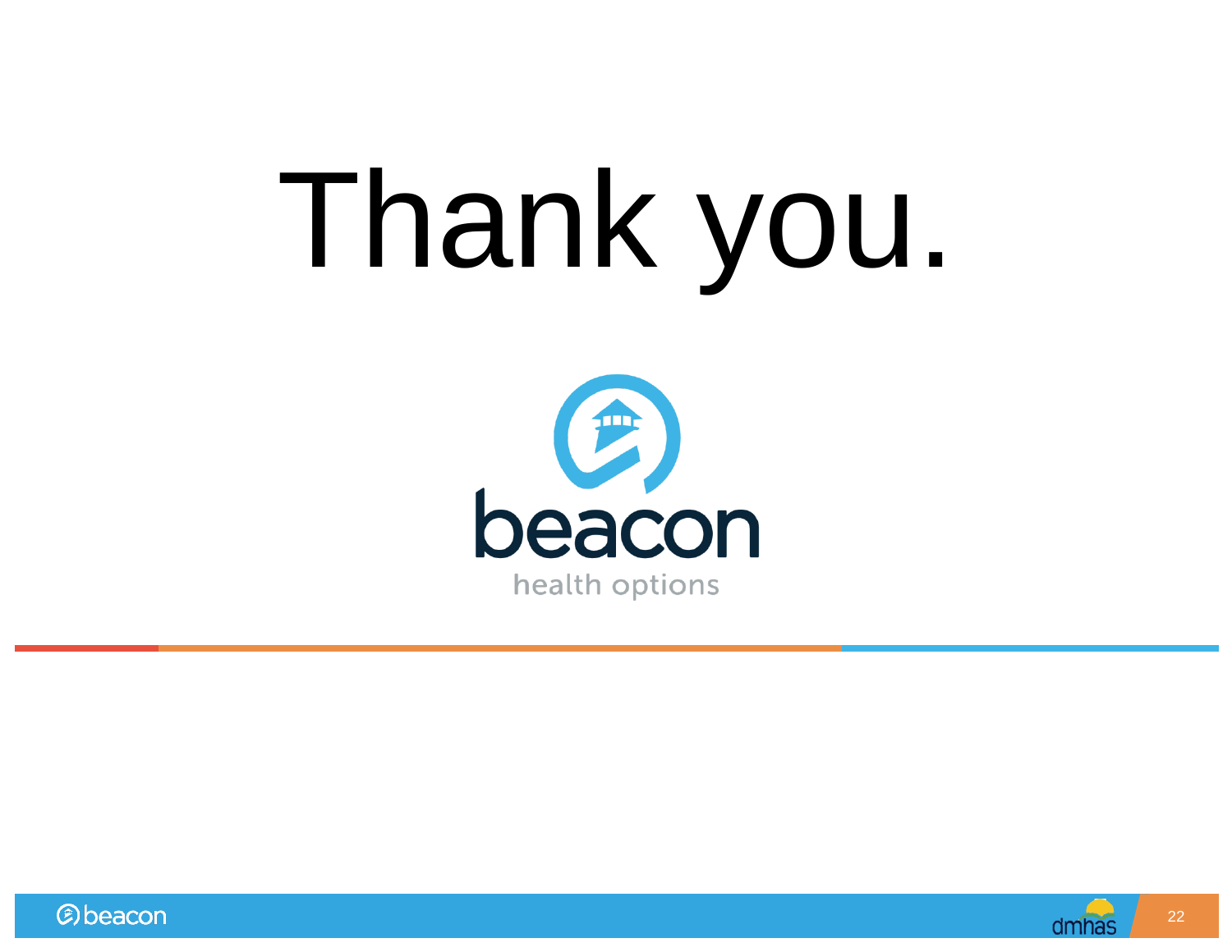# Thank you.

beacon

health options